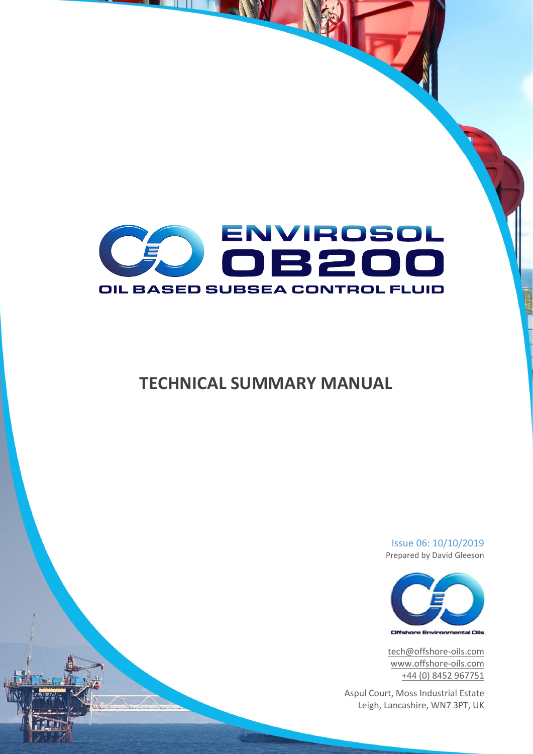# ENVIROSOL OB200

## OIL BASED SUBSEA CONTROL FLUID

# TECHNICAL SUMMARY MANUAL

Issue 06: 10/10/2019

Prepared by David Gleeson

Offshore Environmental Oils

tech@offshore-oils.com

www.offshore-oils.com

+44 (0) 8452 967751

Aspul Court, Moss Industrial Estate

Leigh, Lancashire, WN7 3PT, UK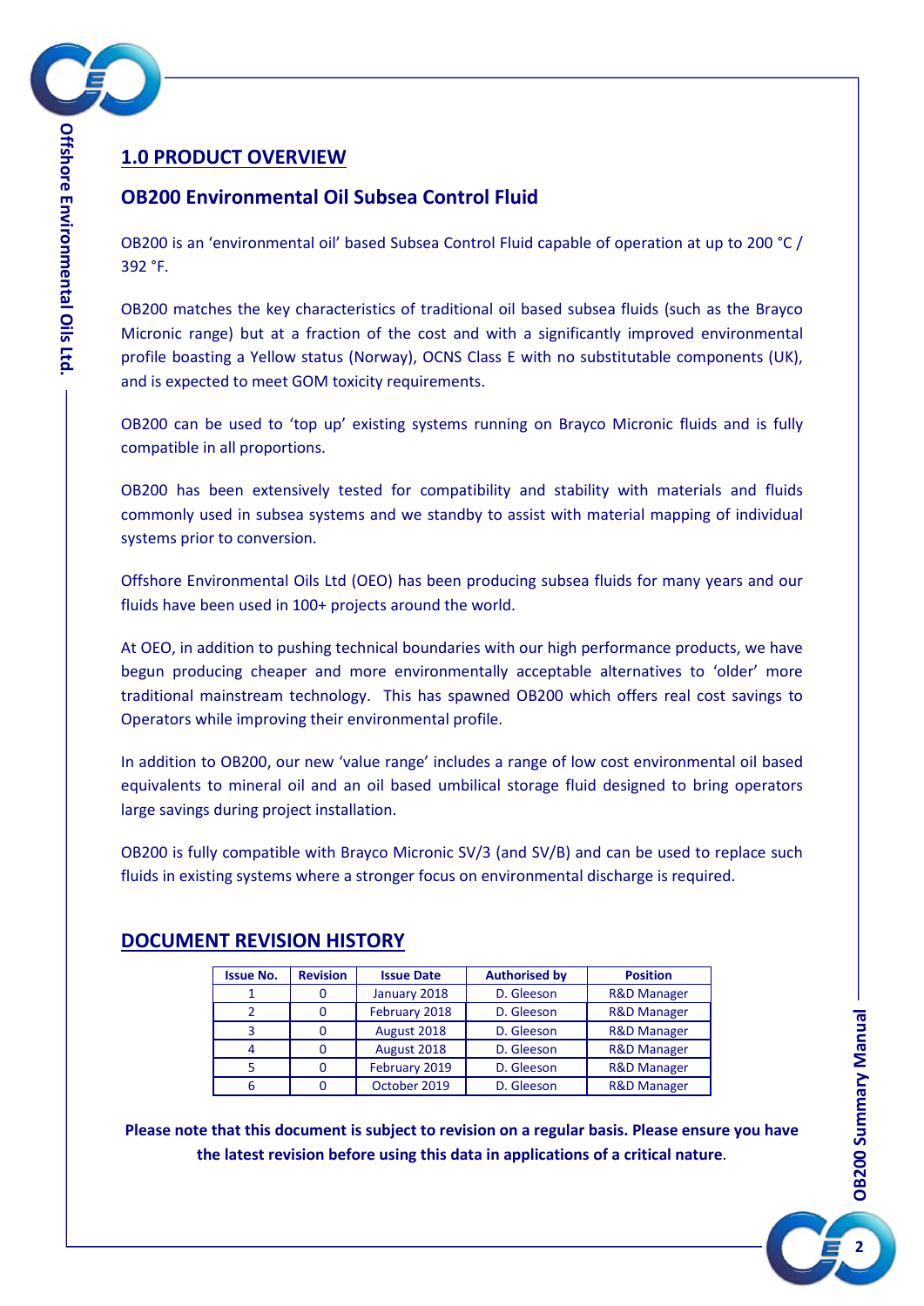## 1.0 PRODUCT OVERVIEW

### OB200 Environmental Oil Subsea Control Fluid

OB200 is an 'environmental oil' based Subsea Control Fluid capable of operation at up to 200 °C / 392 °F.

OB200 matches the key characteristics of traditional oil based subsea fluids (such as the Brayco Micronic range) but at a fraction of the cost and with a significantly improved environmental profile boasting a Yellow status (Norway), OCNS Class E with no substitutable components (UK), and is expected to meet GOM toxicity requirements.

OB200 can be used to 'top up' existing systems running on Brayco Micronic fluids and is fully compatible in all proportions.

OB200 has been extensively tested for compatibility and stability with materials and fluids commonly used in subsea systems and we standby to assist with material mapping of individual systems prior to conversion.

Offshore Environmental Oils Ltd (OEO) has been producing subsea fluids for many years and our fluids have been used in 100+ projects around the world.

At OEO, in addition to pushing technical boundaries with our high performance products, we have begun producing cheaper and more environmentally acceptable alternatives to 'older' more traditional mainstream technology. This has spawned OB200 which offers real cost savings to Operators while improving their environmental profile.

In addition to OB200, our new 'value range' includes a range of low cost environmental oil based equivalents to mineral oil and an oil based umbilical storage fluid designed to bring operators large savings during project installation.

OB200 is fully compatible with Brayco Micronic SV/3 (and SV/B) and can be used to replace such fluids in existing systems where a stronger focus on environmental discharge is required.

## DOCUMENT REVISION HISTORY

| Issue No. | Revision | Issue Date | Authorised by | Position |
|---|---|---|---|---|
| 1 | 0 | January 2018 | D. Gleeson | R&D Manager |
| 2 | 0 | February 2018 | D. Gleeson | R&D Manager |
| 3 | 0 | August 2018 | D. Gleeson | R&D Manager |
| 4 | 0 | August 2018 | D. Gleeson | R&D Manager |
| 5 | 0 | February 2019 | D. Gleeson | R&D Manager |
| 6 | 0 | October 2019 | D. Gleeson | R&D Manager |

**Please note that this document is subject to revision on a regular basis. Please ensure you have the latest revision before using this data in applications of a critical nature**.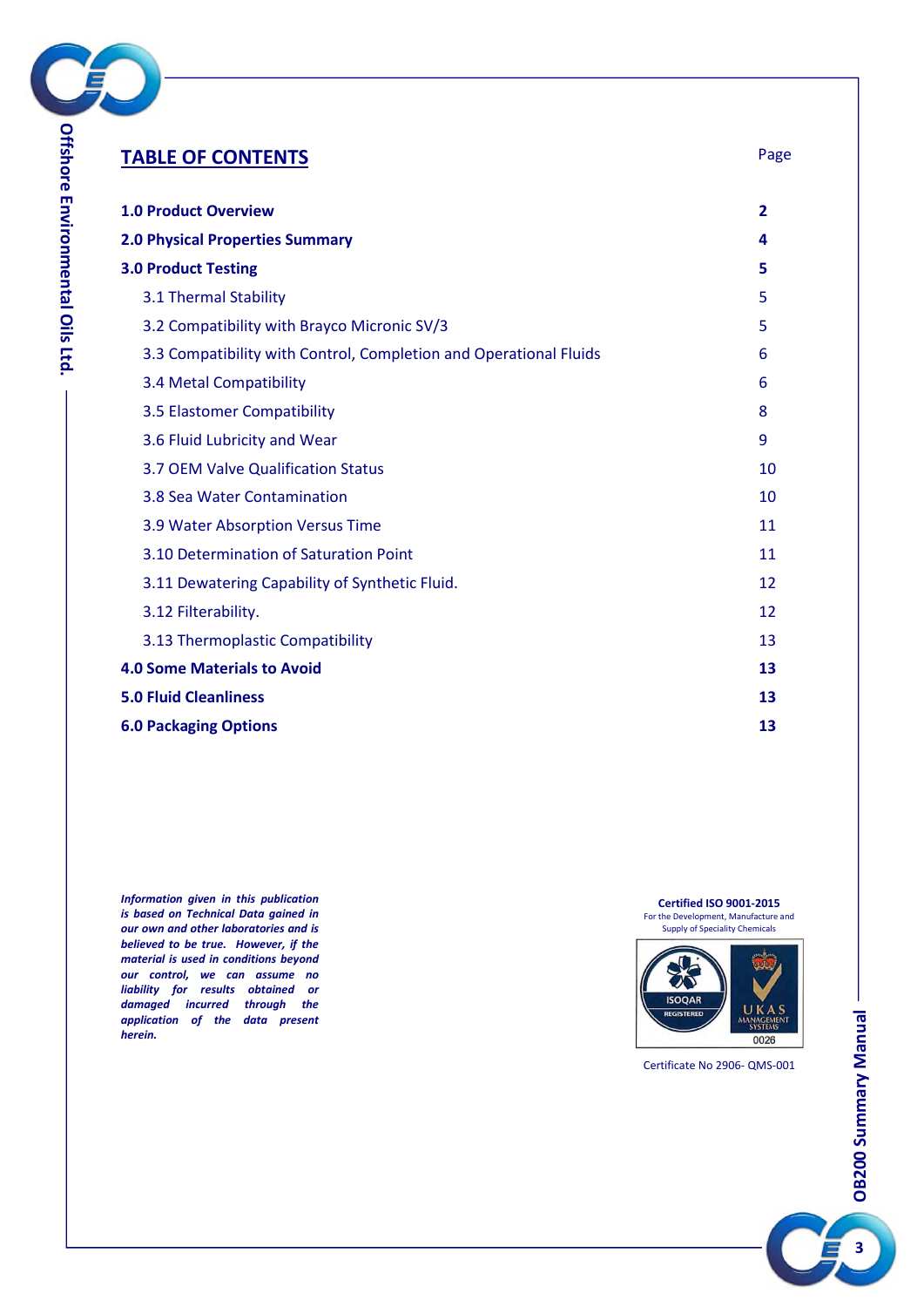# TABLE OF CONTENTS

| | Page |
|---|---|
| **1.0 Product Overview** | **2** |
| **2.0 Physical Properties Summary** | **4** |
| **3.0 Product Testing** | **5** |
| 3.1 Thermal Stability | 5 |
| 3.2 Compatibility with Brayco Micronic SV/3 | 5 |
| 3.3 Compatibility with Control, Completion and Operational Fluids | 6 |
| 3.4 Metal Compatibility | 6 |
| 3.5 Elastomer Compatibility | 8 |
| 3.6 Fluid Lubricity and Wear | 9 |
| 3.7 OEM Valve Qualification Status | 10 |
| 3.8 Sea Water Contamination | 10 |
| 3.9 Water Absorption Versus Time | 11 |
| 3.10 Determination of Saturation Point | 11 |
| 3.11 Dewatering Capability of Synthetic Fluid. | 12 |
| 3.12 Filterability. | 12 |
| 3.13 Thermoplastic Compatibility | 13 |
| **4.0 Some Materials to Avoid** | **13** |
| **5.0 Fluid Cleanliness** | **13** |
| **6.0 Packaging Options** | **13** |

***Information given in this publication is based on Technical Data gained in our own and other laboratories and is believed to be true. However, if the material is used in conditions beyond our control, we can assume no liability for results obtained or damaged incurred through the application of the data present herein.***

**Certified ISO 9001-2015**
For the Development, Manufacture and Supply of Speciality Chemicals

Certificate No 2906- QMS-001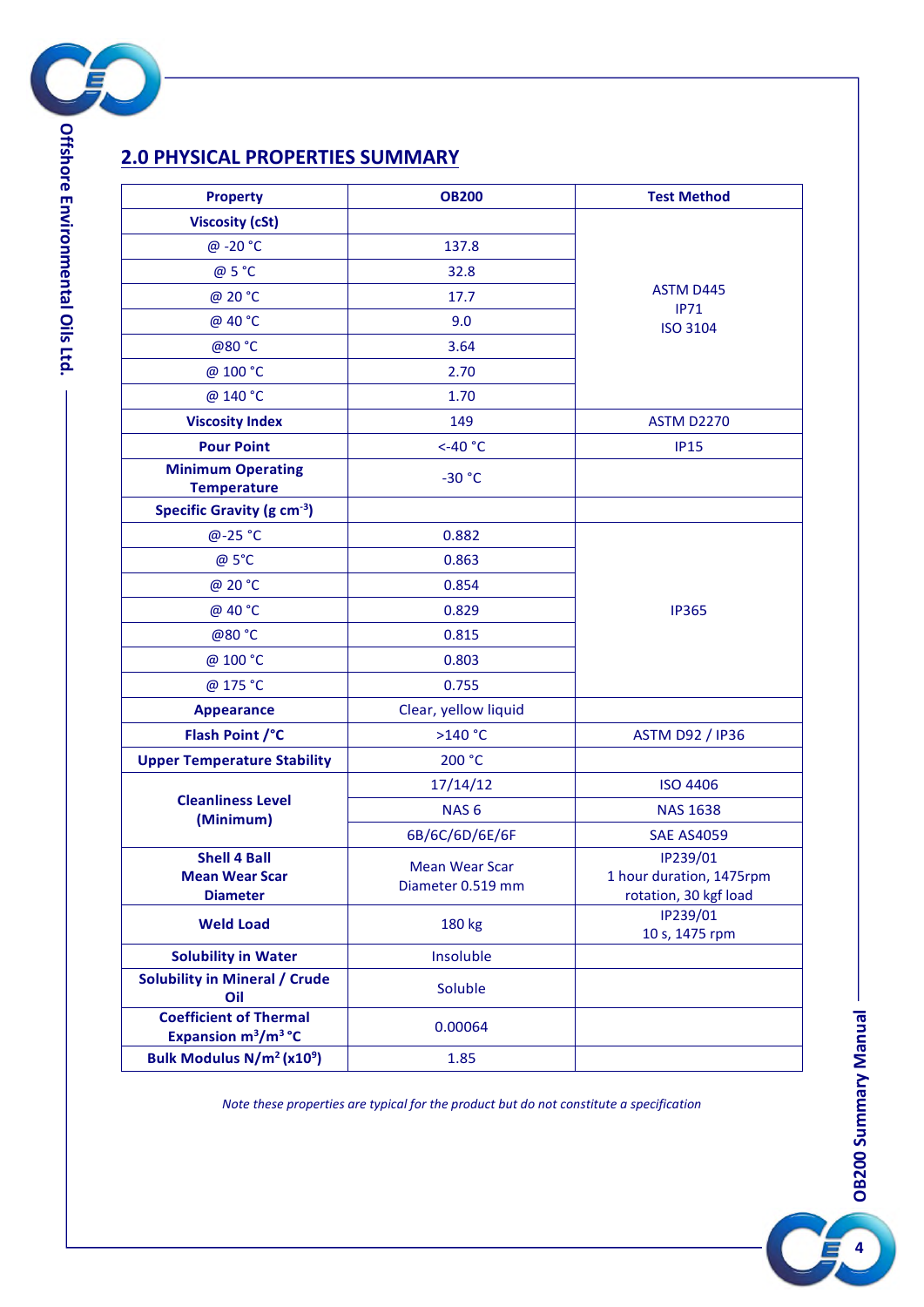## 2.0 PHYSICAL PROPERTIES SUMMARY

| Property | OB200 | Test Method |
|---|---|---|
| **Viscosity (cSt)** | | ASTM D445<br>IP71<br>ISO 3104 |
| @ -20 °C | 137.8 | |
| @ 5 °C | 32.8 | |
| @ 20 °C | 17.7 | |
| @ 40 °C | 9.0 | |
| @80 °C | 3.64 | |
| @ 100 °C | 2.70 | |
| @ 140 °C | 1.70 | |
| **Viscosity Index** | 149 | ASTM D2270 |
| **Pour Point** | <-40 °C | IP15 |
| **Minimum Operating Temperature** | -30 °C | |
| **Specific Gravity (g $cm^{-3}$)** | | |
| @-25 °C | 0.882 | IP365 |
| @ 5°C | 0.863 | |
| @ 20 °C | 0.854 | |
| @ 40 °C | 0.829 | |
| @80 °C | 0.815 | |
| @ 100 °C | 0.803 | |
| @ 175 °C | 0.755 | |
| **Appearance** | Clear, yellow liquid | |
| **Flash Point /°C** | >140 °C | ASTM D92 / IP36 |
| **Upper Temperature Stability** | 200 °C | |
| **Cleanliness Level (Minimum)** | 17/14/12 | ISO 4406 |
| | NAS 6 | NAS 1638 |
| | 6B/6C/6D/6E/6F | SAE AS4059 |
| **Shell 4 Ball Mean Wear Scar Diameter** | Mean Wear Scar Diameter 0.519 mm | IP239/01<br>1 hour duration, 1475rpm rotation, 30 kgf load |
| **Weld Load** | 180 kg | IP239/01<br>10 s, 1475 rpm |
| **Solubility in Water** | Insoluble | |
| **Solubility in Mineral / Crude Oil** | Soluble | |
| **Coefficient of Thermal Expansion $m^3/m^3$ °C** | 0.00064 | |
| **Bulk Modulus $N/m^2$ ($x10^9$)** | 1.85 | |

*Note these properties are typical for the product but do not constitute a specification*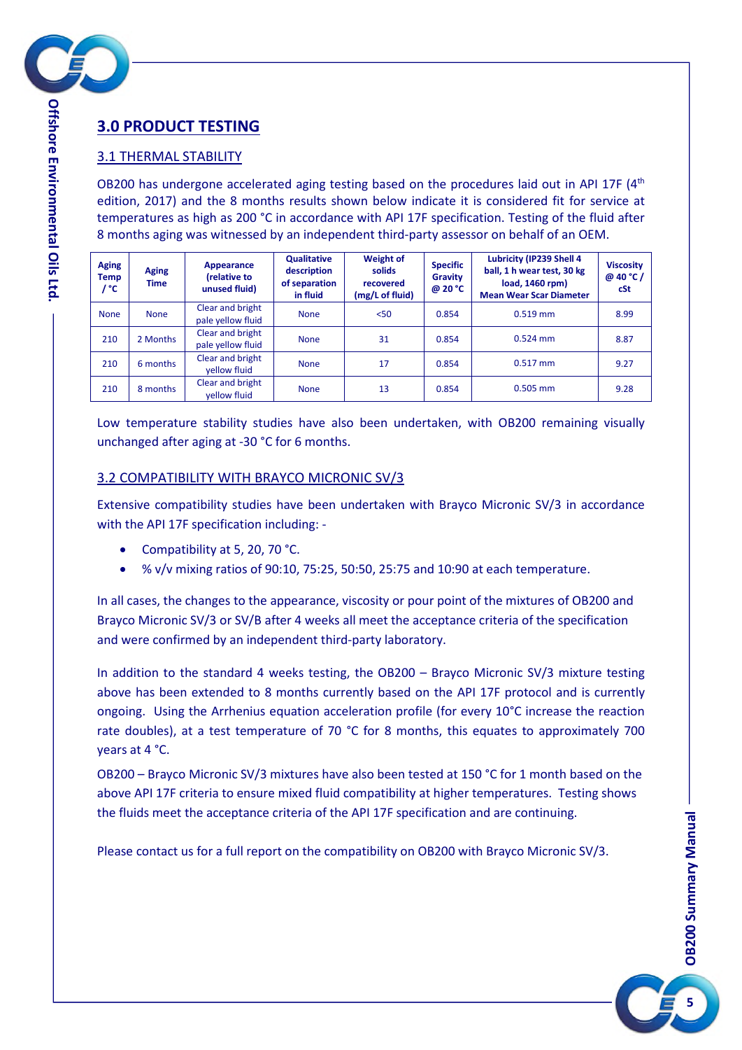# 3.0 PRODUCT TESTING

## 3.1 THERMAL STABILITY

OB200 has undergone accelerated aging testing based on the procedures laid out in API 17F (4th edition, 2017) and the 8 months results shown below indicate it is considered fit for service at temperatures as high as 200 °C in accordance with API 17F specification. Testing of the fluid after 8 months aging was witnessed by an independent third-party assessor on behalf of an OEM.

| Aging Temp / °C | Aging Time | Appearance (relative to unused fluid) | Qualitative description of separation in fluid | Weight of solids recovered (mg/L of fluid) | Specific Gravity @ 20 °C | Lubricity (IP239 Shell 4 ball, 1 h wear test, 30 kg load, 1460 rpm) Mean Wear Scar Diameter | Viscosity @ 40 °C / cSt |
|---|---|---|---|---|---|---|---|
| None | None | Clear and bright pale yellow fluid | None | <50 | 0.854 | 0.519 mm | 8.99 |
| 210 | 2 Months | Clear and bright pale yellow fluid | None | 31 | 0.854 | 0.524 mm | 8.87 |
| 210 | 6 months | Clear and bright yellow fluid | None | 17 | 0.854 | 0.517 mm | 9.27 |
| 210 | 8 months | Clear and bright yellow fluid | None | 13 | 0.854 | 0.505 mm | 9.28 |

Low temperature stability studies have also been undertaken, with OB200 remaining visually unchanged after aging at -30 °C for 6 months.

## 3.2 COMPATIBILITY WITH BRAYCO MICRONIC SV/3

Extensive compatibility studies have been undertaken with Brayco Micronic SV/3 in accordance with the API 17F specification including: -

- Compatibility at 5, 20, 70 °C.
- % v/v mixing ratios of 90:10, 75:25, 50:50, 25:75 and 10:90 at each temperature.

In all cases, the changes to the appearance, viscosity or pour point of the mixtures of OB200 and Brayco Micronic SV/3 or SV/B after 4 weeks all meet the acceptance criteria of the specification and were confirmed by an independent third-party laboratory.

In addition to the standard 4 weeks testing, the OB200 – Brayco Micronic SV/3 mixture testing above has been extended to 8 months currently based on the API 17F protocol and is currently ongoing. Using the Arrhenius equation acceleration profile (for every 10°C increase the reaction rate doubles), at a test temperature of 70 °C for 8 months, this equates to approximately 700 years at 4 °C.

OB200 – Brayco Micronic SV/3 mixtures have also been tested at 150 °C for 1 month based on the above API 17F criteria to ensure mixed fluid compatibility at higher temperatures. Testing shows the fluids meet the acceptance criteria of the API 17F specification and are continuing.

Please contact us for a full report on the compatibility on OB200 with Brayco Micronic SV/3.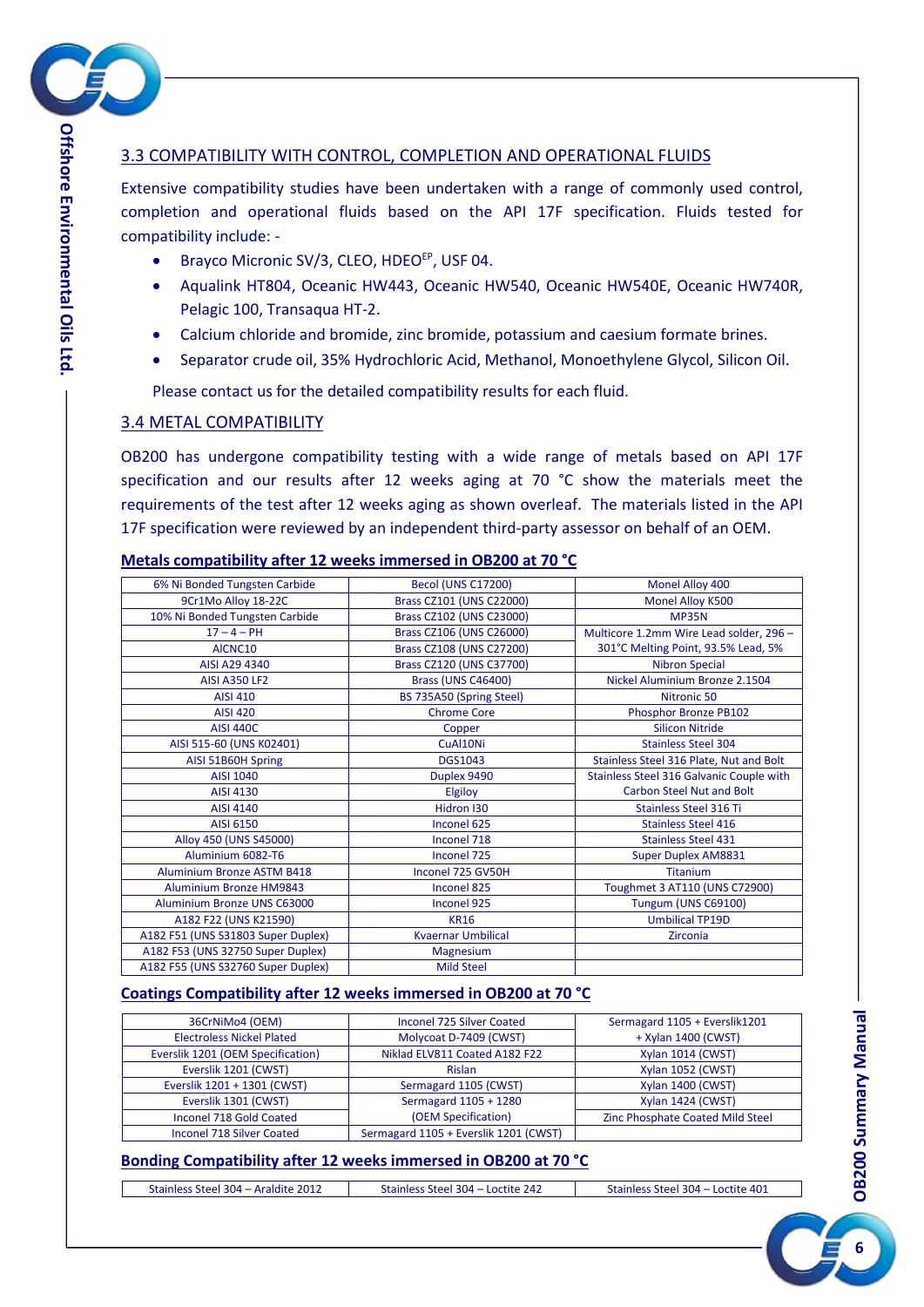## 3.3 COMPATIBILITY WITH CONTROL, COMPLETION AND OPERATIONAL FLUIDS

Extensive compatibility studies have been undertaken with a range of commonly used control, completion and operational fluids based on the API 17F specification. Fluids tested for compatibility include: -

- Brayco Micronic SV/3, CLEO, HDEO[EP], USF 04.
- Aqualink HT804, Oceanic HW443, Oceanic HW540, Oceanic HW540E, Oceanic HW740R, Pelagic 100, Transaqua HT-2.
- Calcium chloride and bromide, zinc bromide, potassium and caesium formate brines.
- Separator crude oil, 35% Hydrochloric Acid, Methanol, Monoethylene Glycol, Silicon Oil.

Please contact us for the detailed compatibility results for each fluid.

## 3.4 METAL COMPATIBILITY

OB200 has undergone compatibility testing with a wide range of metals based on API 17F specification and our results after 12 weeks aging at 70 °C show the materials meet the requirements of the test after 12 weeks aging as shown overleaf. The materials listed in the API 17F specification were reviewed by an independent third-party assessor on behalf of an OEM.

**Metals compatibility after 12 weeks immersed in OB200 at 70 °C**

| | | |
|---|---|---|
| 6% Ni Bonded Tungsten Carbide | Becol (UNS C17200) | Monel Alloy 400 |
| 9Cr1Mo Alloy 18-22C | Brass CZ101 (UNS C22000) | Monel Alloy K500 |
| 10% Ni Bonded Tungsten Carbide | Brass CZ102 (UNS C23000) | MP35N |
| 17 – 4 – PH | Brass CZ106 (UNS C26000) | Multicore 1.2mm Wire Lead solder, 296 – 301°C Melting Point, 93.5% Lead, 5% |
| AICNC10 | Brass CZ108 (UNS C27200) | |
| AISI A29 4340 | Brass CZ120 (UNS C37700) | Nibron Special |
| AISI A350 LF2 | Brass (UNS C46400) | Nickel Aluminium Bronze 2.1504 |
| AISI 410 | BS 735A50 (Spring Steel) | Nitronic 50 |
| AISI 420 | Chrome Core | Phosphor Bronze PB102 |
| AISI 440C | Copper | Silicon Nitride |
| AISI 515-60 (UNS K02401) | CuAl10Ni | Stainless Steel 304 |
| AISI 51B60H Spring | DGS1043 | Stainless Steel 316 Plate, Nut and Bolt |
| AISI 1040 | Duplex 9490 | Stainless Steel 316 Galvanic Couple with Carbon Steel Nut and Bolt |
| AISI 4130 | Elgiloy | |
| AISI 4140 | Hidron I30 | Stainless Steel 316 Ti |
| AISI 6150 | Inconel 625 | Stainless Steel 416 |
| Alloy 450 (UNS S45000) | Inconel 718 | Stainless Steel 431 |
| Aluminium 6082-T6 | Inconel 725 | Super Duplex AM8831 |
| Aluminium Bronze ASTM B418 | Inconel 725 GV50H | Titanium |
| Aluminium Bronze HM9843 | Inconel 825 | Toughmet 3 AT110 (UNS C72900) |
| Aluminium Bronze UNS C63000 | Inconel 925 | Tungum (UNS C69100) |
| A182 F22 (UNS K21590) | KR16 | Umbilical TP19D |
| A182 F51 (UNS S31803 Super Duplex) | Kvaernar Umbilical | Zirconia |
| A182 F53 (UNS 32750 Super Duplex) | Magnesium | |
| A182 F55 (UNS S32760 Super Duplex) | Mild Steel | |

**Coatings Compatibility after 12 weeks immersed in OB200 at 70 °C**

| | | |
|---|---|---|
| 36CrNiMo4 (OEM) | Inconel 725 Silver Coated | Sermagard 1105 + Everslik1201 + Xylan 1400 (CWST) |
| Electroless Nickel Plated | Molycoat D-7409 (CWST) | |
| Everslik 1201 (OEM Specification) | Niklad ELV811 Coated A182 F22 | Xylan 1014 (CWST) |
| Everslik 1201 (CWST) | Rislan | Xylan 1052 (CWST) |
| Everslik 1201 + 1301 (CWST) | Sermagard 1105 (CWST) | Xylan 1400 (CWST) |
| Everslik 1301 (CWST) | Sermagard 1105 + 1280 (OEM Specification) | Xylan 1424 (CWST) |
| Inconel 718 Gold Coated | | Zinc Phosphate Coated Mild Steel |
| Inconel 718 Silver Coated | Sermagard 1105 + Everslik 1201 (CWST) | |

**Bonding Compatibility after 12 weeks immersed in OB200 at 70 °C**

| | | |
|---|---|---|
| Stainless Steel 304 – Araldite 2012 | Stainless Steel 304 – Loctite 242 | Stainless Steel 304 – Loctite 401 |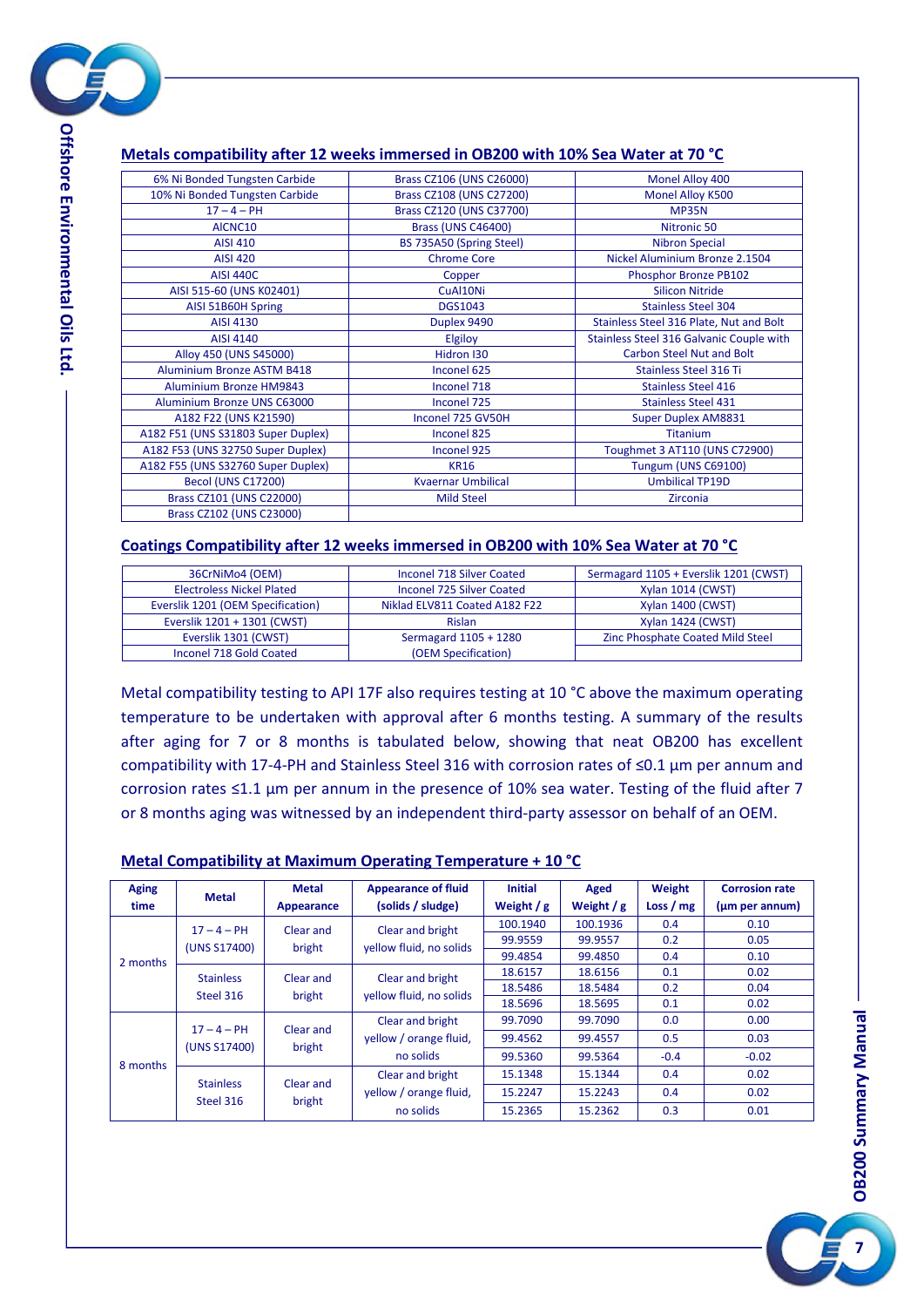## Metals compatibility after 12 weeks immersed in OB200 with 10% Sea Water at 70 °C

| | | |
|---|---|---|
| 6% Ni Bonded Tungsten Carbide | Brass CZ106 (UNS C26000) | Monel Alloy 400 |
| 10% Ni Bonded Tungsten Carbide | Brass CZ108 (UNS C27200) | Monel Alloy K500 |
| 17 – 4 – PH | Brass CZ120 (UNS C37700) | MP35N |
| AICNC10 | Brass (UNS C46400) | Nitronic 50 |
| AISI 410 | BS 735A50 (Spring Steel) | Nibron Special |
| AISI 420 | Chrome Core | Nickel Aluminium Bronze 2.1504 |
| AISI 440C | Copper | Phosphor Bronze PB102 |
| AISI 515-60 (UNS K02401) | CuAl10Ni | Silicon Nitride |
| AISI 51B60H Spring | DGS1043 | Stainless Steel 304 |
| AISI 4130 | Duplex 9490 | Stainless Steel 316 Plate, Nut and Bolt |
| AISI 4140 | Elgiloy | Stainless Steel 316 Galvanic Couple with Carbon Steel Nut and Bolt |
| Alloy 450 (UNS S45000) | Hidron I30 | |
| Aluminium Bronze ASTM B418 | Inconel 625 | Stainless Steel 316 Ti |
| Aluminium Bronze HM9843 | Inconel 718 | Stainless Steel 416 |
| Aluminium Bronze UNS C63000 | Inconel 725 | Stainless Steel 431 |
| A182 F22 (UNS K21590) | Inconel 725 GV50H | Super Duplex AM8831 |
| A182 F51 (UNS S31803 Super Duplex) | Inconel 825 | Titanium |
| A182 F53 (UNS 32750 Super Duplex) | Inconel 925 | Toughmet 3 AT110 (UNS C72900) |
| A182 F55 (UNS S32760 Super Duplex) | KR16 | Tungum (UNS C69100) |
| Becol (UNS C17200) | Kvaernar Umbilical | Umbilical TP19D |
| Brass CZ101 (UNS C22000) | Mild Steel | Zirconia |
| Brass CZ102 (UNS C23000) | | |

## Coatings Compatibility after 12 weeks immersed in OB200 with 10% Sea Water at 70 °C

| | | |
|---|---|---|
| 36CrNiMo4 (OEM) | Inconel 718 Silver Coated | Sermagard 1105 + Everslik 1201 (CWST) |
| Electroless Nickel Plated | Inconel 725 Silver Coated | Xylan 1014 (CWST) |
| Everslik 1201 (OEM Specification) | Niklad ELV811 Coated A182 F22 | Xylan 1400 (CWST) |
| Everslik 1201 + 1301 (CWST) | Rislan | Xylan 1424 (CWST) |
| Everslik 1301 (CWST) | Sermagard 1105 + 1280 (OEM Specification) | Zinc Phosphate Coated Mild Steel |
| Inconel 718 Gold Coated | | |

Metal compatibility testing to API 17F also requires testing at 10 °C above the maximum operating temperature to be undertaken with approval after 6 months testing. A summary of the results after aging for 7 or 8 months is tabulated below, showing that neat OB200 has excellent compatibility with 17-4-PH and Stainless Steel 316 with corrosion rates of ≤0.1 µm per annum and corrosion rates ≤1.1 µm per annum in the presence of 10% sea water. Testing of the fluid after 7 or 8 months aging was witnessed by an independent third-party assessor on behalf of an OEM.

## Metal Compatibility at Maximum Operating Temperature + 10 °C

| Aging time | Metal | Metal Appearance | Appearance of fluid (solids / sludge) | Initial Weight / g | Aged Weight / g | Weight Loss / mg | Corrosion rate (µm per annum) |
|---|---|---|---|---|---|---|---|
| 2 months | 17 – 4 – PH (UNS S17400) | Clear and bright | Clear and bright yellow fluid, no solids | 100.1940 | 100.1936 | 0.4 | 0.10 |
| | | | | 99.9559 | 99.9557 | 0.2 | 0.05 |
| | | | | 99.4854 | 99.4850 | 0.4 | 0.10 |
| | Stainless Steel 316 | Clear and bright | Clear and bright yellow fluid, no solids | 18.6157 | 18.6156 | 0.1 | 0.02 |
| | | | | 18.5486 | 18.5484 | 0.2 | 0.04 |
| | | | | 18.5696 | 18.5695 | 0.1 | 0.02 |
| 8 months | 17 – 4 – PH (UNS S17400) | Clear and bright | Clear and bright yellow / orange fluid, no solids | 99.7090 | 99.7090 | 0.0 | 0.00 |
| | | | | 99.4562 | 99.4557 | 0.5 | 0.03 |
| | | | | 99.5360 | 99.5364 | -0.4 | -0.02 |
| | Stainless Steel 316 | Clear and bright | Clear and bright yellow / orange fluid, no solids | 15.1348 | 15.1344 | 0.4 | 0.02 |
| | | | | 15.2247 | 15.2243 | 0.4 | 0.02 |
| | | | | 15.2365 | 15.2362 | 0.3 | 0.01 |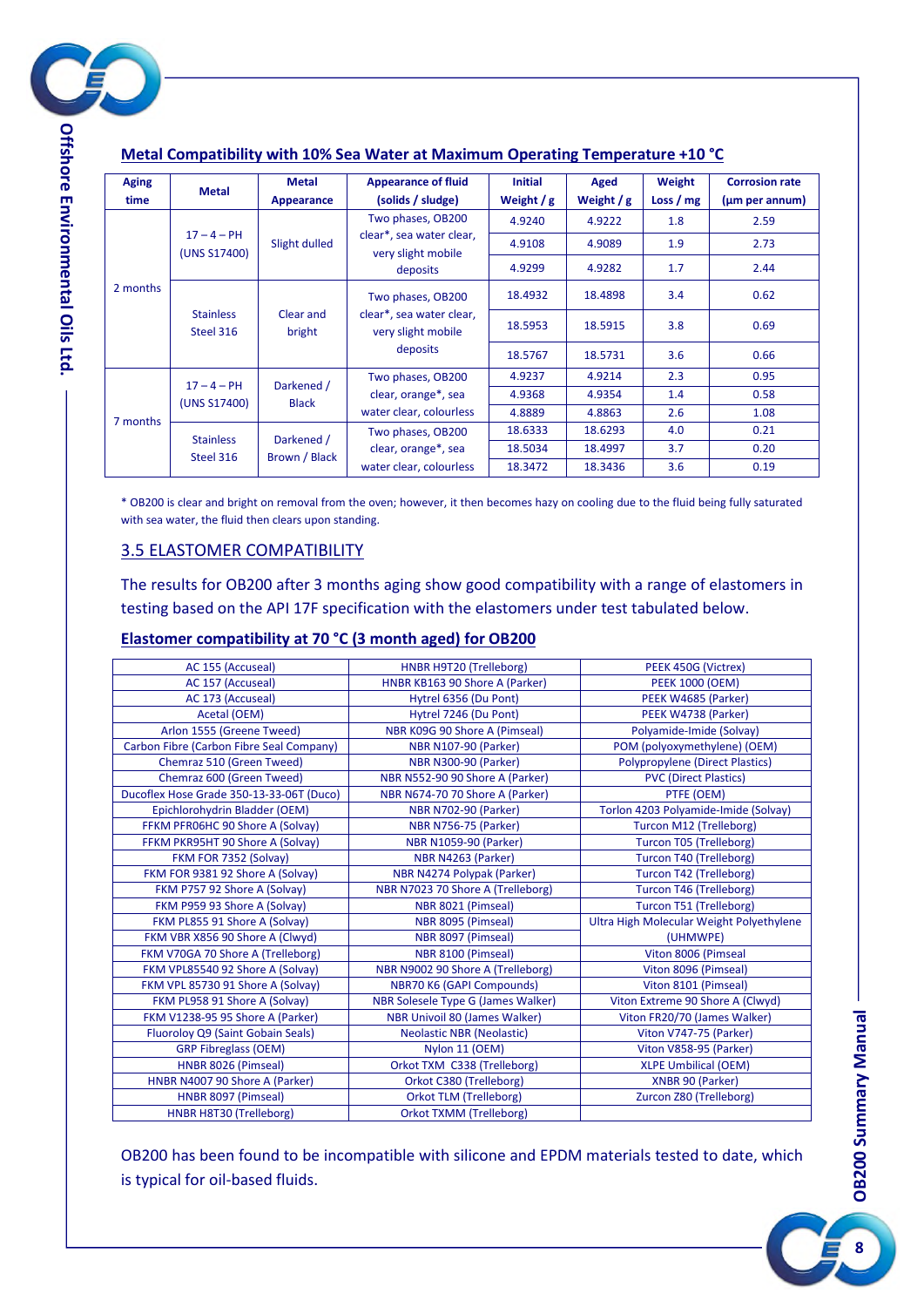## Metal Compatibility with 10% Sea Water at Maximum Operating Temperature +10 °C

| Aging time | Metal | Metal Appearance | Appearance of fluid (solids / sludge) | Initial Weight / g | Aged Weight / g | Weight Loss / mg | Corrosion rate (µm per annum) |
|---|---|---|---|---|---|---|---|
| 2 months | 17 – 4 – PH (UNS S17400) | Slight dulled | Two phases, OB200 clear*, sea water clear, very slight mobile deposits | 4.9240 | 4.9222 | 1.8 | 2.59 |
| | | | | 4.9108 | 4.9089 | 1.9 | 2.73 |
| | | | | 4.9299 | 4.9282 | 1.7 | 2.44 |
| | Stainless Steel 316 | Clear and bright | Two phases, OB200 clear*, sea water clear, very slight mobile deposits | 18.4932 | 18.4898 | 3.4 | 0.62 |
| | | | | 18.5953 | 18.5915 | 3.8 | 0.69 |
| | | | | 18.5767 | 18.5731 | 3.6 | 0.66 |
| 7 months | 17 – 4 – PH (UNS S17400) | Darkened / Black | Two phases, OB200 clear, orange*, sea water clear, colourless | 4.9237 | 4.9214 | 2.3 | 0.95 |
| | | | | 4.9368 | 4.9354 | 1.4 | 0.58 |
| | | | | 4.8889 | 4.8863 | 2.6 | 1.08 |
| | Stainless Steel 316 | Darkened / Brown / Black | Two phases, OB200 clear, orange*, sea water clear, colourless | 18.6333 | 18.6293 | 4.0 | 0.21 |
| | | | | 18.5034 | 18.4997 | 3.7 | 0.20 |
| | | | | 18.3472 | 18.3436 | 3.6 | 0.19 |

* OB200 is clear and bright on removal from the oven; however, it then becomes hazy on cooling due to the fluid being fully saturated with sea water, the fluid then clears upon standing.

## 3.5 ELASTOMER COMPATIBILITY

The results for OB200 after 3 months aging show good compatibility with a range of elastomers in testing based on the API 17F specification with the elastomers under test tabulated below.

### Elastomer compatibility at 70 °C (3 month aged) for OB200

| | | |
|---|---|---|
| AC 155 (Accuseal) | HNBR H9T20 (Trelleborg) | PEEK 450G (Victrex) |
| AC 157 (Accuseal) | HNBR KB163 90 Shore A (Parker) | PEEK 1000 (OEM) |
| AC 173 (Accuseal) | Hytrel 6356 (Du Pont) | PEEK W4685 (Parker) |
| Acetal (OEM) | Hytrel 7246 (Du Pont) | PEEK W4738 (Parker) |
| Arlon 1555 (Greene Tweed) | NBR K09G 90 Shore A (Pimseal) | Polyamide-Imide (Solvay) |
| Carbon Fibre (Carbon Fibre Seal Company) | NBR N107-90 (Parker) | POM (polyoxymethylene) (OEM) |
| Chemraz 510 (Green Tweed) | NBR N300-90 (Parker) | Polypropylene (Direct Plastics) |
| Chemraz 600 (Green Tweed) | NBR N552-90 90 Shore A (Parker) | PVC (Direct Plastics) |
| Ducoflex Hose Grade 350-13-33-06T (Duco) | NBR N674-70 70 Shore A (Parker) | PTFE (OEM) |
| Epichlorohydrin Bladder (OEM) | NBR N702-90 (Parker) | Torlon 4203 Polyamide-Imide (Solvay) |
| FFKM PFR06HC 90 Shore A (Solvay) | NBR N756-75 (Parker) | Turcon M12 (Trelleborg) |
| FFKM PKR95HT 90 Shore A (Solvay) | NBR N1059-90 (Parker) | Turcon T05 (Trelleborg) |
| FKM FOR 7352 (Solvay) | NBR N4263 (Parker) | Turcon T40 (Trelleborg) |
| FKM FOR 9381 92 Shore A (Solvay) | NBR N4274 Polypak (Parker) | Turcon T42 (Trelleborg) |
| FKM P757 92 Shore A (Solvay) | NBR N7023 70 Shore A (Trelleborg) | Turcon T46 (Trelleborg) |
| FKM P959 93 Shore A (Solvay) | NBR 8021 (Pimseal) | Turcon T51 (Trelleborg) |
| FKM PL855 91 Shore A (Solvay) | NBR 8095 (Pimseal) | Ultra High Molecular Weight Polyethylene (UHMWPE) |
| FKM VBR X856 90 Shore A (Clwyd) | NBR 8097 (Pimseal) | |
| FKM V70GA 70 Shore A (Trelleborg) | NBR 8100 (Pimseal) | Viton 8006 (Pimseal |
| FKM VPL85540 92 Shore A (Solvay) | NBR N9002 90 Shore A (Trelleborg) | Viton 8096 (Pimseal) |
| FKM VPL 85730 91 Shore A (Solvay) | NBR70 K6 (GAPI Compounds) | Viton 8101 (Pimseal) |
| FKM PL958 91 Shore A (Solvay) | NBR Solesele Type G (James Walker) | Viton Extreme 90 Shore A (Clwyd) |
| FKM V1238-95 95 Shore A (Parker) | NBR Univoil 80 (James Walker) | Viton FR20/70 (James Walker) |
| Fluoroloy Q9 (Saint Gobain Seals) | Neolastic NBR (Neolastic) | Viton V747-75 (Parker) |
| GRP Fibreglass (OEM) | Nylon 11 (OEM) | Viton V858-95 (Parker) |
| HNBR 8026 (Pimseal) | Orkot TXM C338 (Trelleborg) | XLPE Umbilical (OEM) |
| HNBR N4007 90 Shore A (Parker) | Orkot C380 (Trelleborg) | XNBR 90 (Parker) |
| HNBR 8097 (Pimseal) | Orkot TLM (Trelleborg) | Zurcon Z80 (Trelleborg) |
| HNBR H8T30 (Trelleborg) | Orkot TXMM (Trelleborg) | |

OB200 has been found to be incompatible with silicone and EPDM materials tested to date, which is typical for oil-based fluids.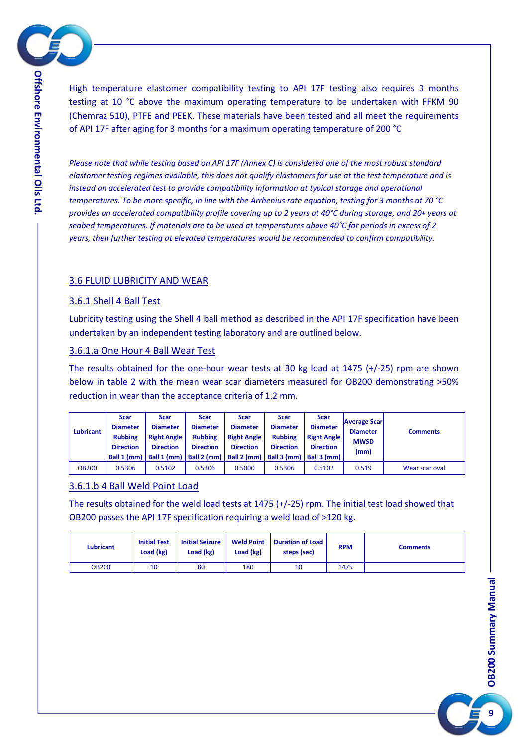High temperature elastomer compatibility testing to API 17F testing also requires 3 months testing at 10 °C above the maximum operating temperature to be undertaken with FFKM 90 (Chemraz 510), PTFE and PEEK. These materials have been tested and all meet the requirements of API 17F after aging for 3 months for a maximum operating temperature of 200 °C

*Please note that while testing based on API 17F (Annex C) is considered one of the most robust standard elastomer testing regimes available, this does not qualify elastomers for use at the test temperature and is instead an accelerated test to provide compatibility information at typical storage and operational temperatures. To be more specific, in line with the Arrhenius rate equation, testing for 3 months at 70 °C provides an accelerated compatibility profile covering up to 2 years at 40°C during storage, and 20+ years at seabed temperatures. If materials are to be used at temperatures above 40°C for periods in excess of 2 years, then further testing at elevated temperatures would be recommended to confirm compatibility.*

## 3.6 FLUID LUBRICITY AND WEAR

### 3.6.1 Shell 4 Ball Test

Lubricity testing using the Shell 4 ball method as described in the API 17F specification have been undertaken by an independent testing laboratory and are outlined below.

#### 3.6.1.a One Hour 4 Ball Wear Test

The results obtained for the one-hour wear tests at 30 kg load at 1475 (+/-25) rpm are shown below in table 2 with the mean wear scar diameters measured for OB200 demonstrating >50% reduction in wear than the acceptance criteria of 1.2 mm.

| Lubricant | Scar Diameter Rubbing Direction Ball 1 (mm) | Scar Diameter Right Angle Direction Ball 1 (mm) | Scar Diameter Rubbing Direction Ball 2 (mm) | Scar Diameter Right Angle Direction Ball 2 (mm) | Scar Diameter Rubbing Direction Ball 3 (mm) | Scar Diameter Right Angle Direction Ball 3 (mm) | Average Scar Diameter MWSD (mm) | Comments |
|---|---|---|---|---|---|---|---|---|
| OB200 | 0.5306 | 0.5102 | 0.5306 | 0.5000 | 0.5306 | 0.5102 | 0.519 | Wear scar oval |

#### 3.6.1.b 4 Ball Weld Point Load

The results obtained for the weld load tests at 1475 (+/-25) rpm. The initial test load showed that OB200 passes the API 17F specification requiring a weld load of >120 kg.

| Lubricant | Initial Test Load (kg) | Initial Seizure Load (kg) | Weld Point Load (kg) | Duration of Load steps (sec) | RPM | Comments |
|---|---|---|---|---|---|---|
| OB200 | 10 | 80 | 180 | 10 | 1475 | |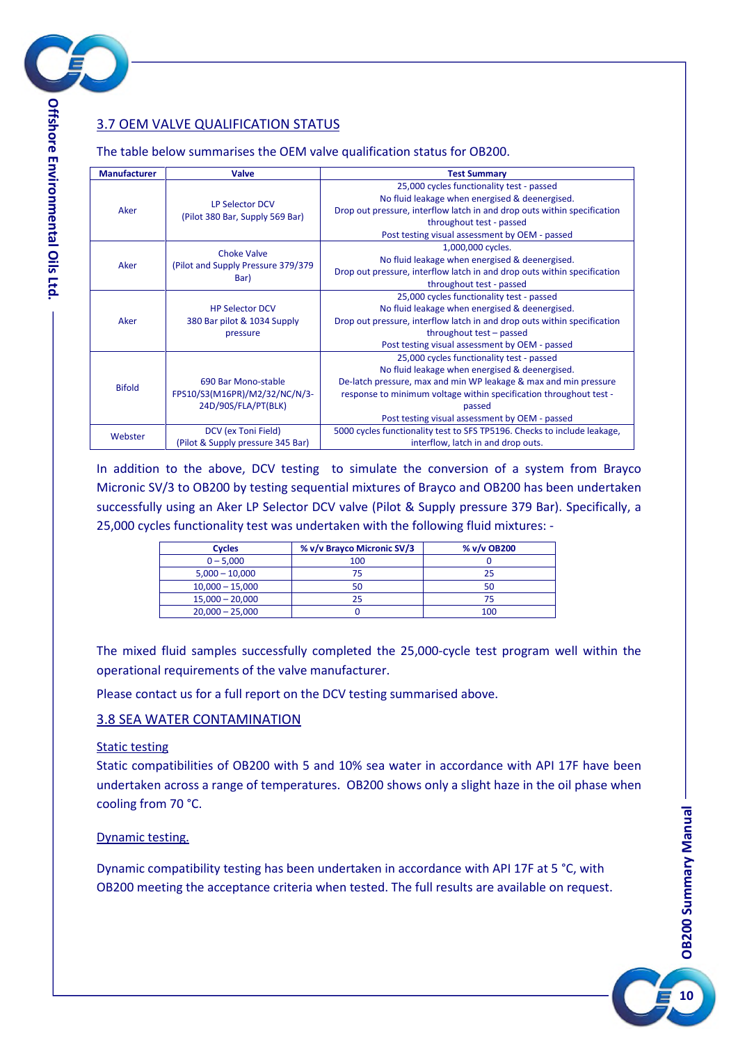## 3.7 OEM VALVE QUALIFICATION STATUS

The table below summarises the OEM valve qualification status for OB200.

| Manufacturer | Valve | Test Summary |
|---|---|---|
| Aker | LP Selector DCV (Pilot 380 Bar, Supply 569 Bar) | 25,000 cycles functionality test - passed<br>No fluid leakage when energised & deenergised.<br>Drop out pressure, interflow latch in and drop outs within specification throughout test - passed<br>Post testing visual assessment by OEM - passed |
| Aker | Choke Valve (Pilot and Supply Pressure 379/379 Bar) | 1,000,000 cycles.<br>No fluid leakage when energised & deenergised.<br>Drop out pressure, interflow latch in and drop outs within specification throughout test - passed |
| Aker | HP Selector DCV 380 Bar pilot & 1034 Supply pressure | 25,000 cycles functionality test - passed<br>No fluid leakage when energised & deenergised.<br>Drop out pressure, interflow latch in and drop outs within specification throughout test – passed<br>Post testing visual assessment by OEM - passed |
| Bifold | 690 Bar Mono-stable FPS10/S3(M16PR)/M2/32/NC/N/3-24D/90S/FLA/PT(BLK) | 25,000 cycles functionality test - passed<br>No fluid leakage when energised & deenergised.<br>De-latch pressure, max and min WP leakage & max and min pressure response to minimum voltage within specification throughout test - passed<br>Post testing visual assessment by OEM - passed |
| Webster | DCV (ex Toni Field) (Pilot & Supply pressure 345 Bar) | 5000 cycles functionality test to SFS TP5196. Checks to include leakage, interflow, latch in and drop outs. |

In addition to the above, DCV testing to simulate the conversion of a system from Brayco Micronic SV/3 to OB200 by testing sequential mixtures of Brayco and OB200 has been undertaken successfully using an Aker LP Selector DCV valve (Pilot & Supply pressure 379 Bar). Specifically, a 25,000 cycles functionality test was undertaken with the following fluid mixtures: -

| Cycles | % v/v Brayco Micronic SV/3 | % v/v OB200 |
|---|---|---|
| 0 – 5,000 | 100 | 0 |
| 5,000 – 10,000 | 75 | 25 |
| 10,000 – 15,000 | 50 | 50 |
| 15,000 – 20,000 | 25 | 75 |
| 20,000 – 25,000 | 0 | 100 |

The mixed fluid samples successfully completed the 25,000-cycle test program well within the operational requirements of the valve manufacturer.

Please contact us for a full report on the DCV testing summarised above.

## 3.8 SEA WATER CONTAMINATION

Static testing

Static compatibilities of OB200 with 5 and 10% sea water in accordance with API 17F have been undertaken across a range of temperatures. OB200 shows only a slight haze in the oil phase when cooling from 70 °C.

Dynamic testing.

Dynamic compatibility testing has been undertaken in accordance with API 17F at 5 °C, with OB200 meeting the acceptance criteria when tested. The full results are available on request.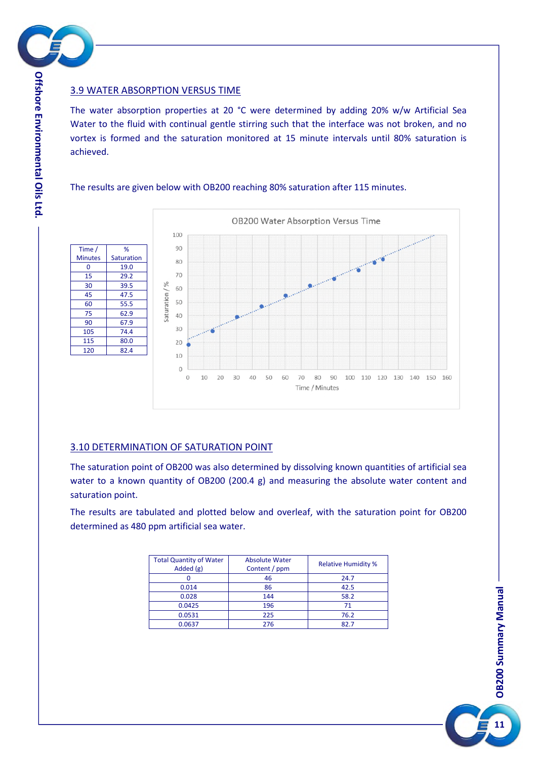## 3.9 WATER ABSORPTION VERSUS TIME

The water absorption properties at 20 °C were determined by adding 20% w/w Artificial Sea Water to the fluid with continual gentle stirring such that the interface was not broken, and no vortex is formed and the saturation monitored at 15 minute intervals until 80% saturation is achieved.

The results are given below with OB200 reaching 80% saturation after 115 minutes.

| Time / Minutes | % Saturation |
|---|---|
| 0 | 19.0 |
| 15 | 29.2 |
| 30 | 39.5 |
| 45 | 47.5 |
| 60 | 55.5 |
| 75 | 62.9 |
| 90 | 67.9 |
| 105 | 74.4 |
| 115 | 80.0 |
| 120 | 82.4 |

OB200 Water Absorption Versus Time

## 3.10 DETERMINATION OF SATURATION POINT

The saturation point of OB200 was also determined by dissolving known quantities of artificial sea water to a known quantity of OB200 (200.4 g) and measuring the absolute water content and saturation point.

The results are tabulated and plotted below and overleaf, with the saturation point for OB200 determined as 480 ppm artificial sea water.

| Total Quantity of Water Added (g) | Absolute Water Content / ppm | Relative Humidity % |
|---|---|---|
| 0 | 46 | 24.7 |
| 0.014 | 86 | 42.5 |
| 0.028 | 144 | 58.2 |
| 0.0425 | 196 | 71 |
| 0.0531 | 225 | 76.2 |
| 0.0637 | 276 | 82.7 |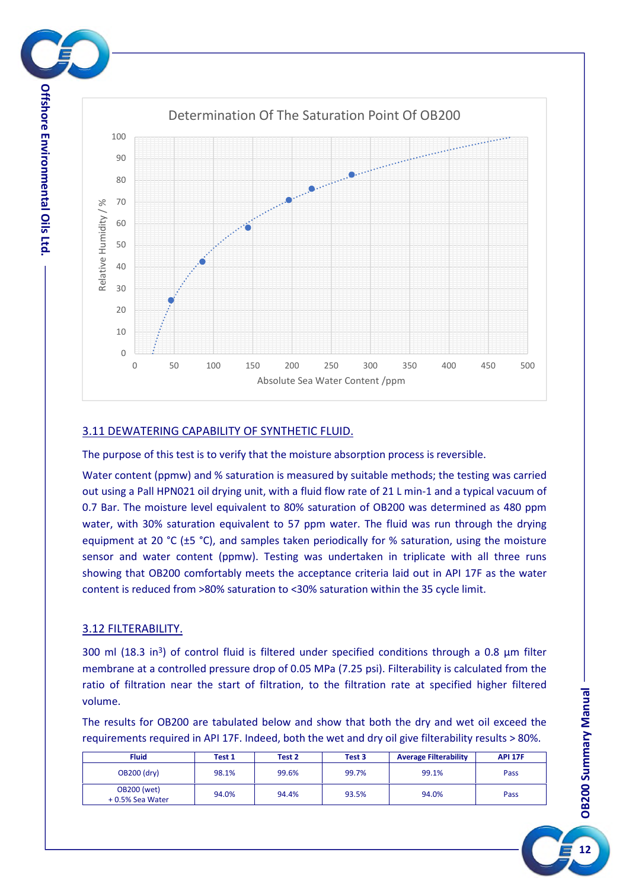Determination Of The Saturation Point Of OB200

## 3.11 DEWATERING CAPABILITY OF SYNTHETIC FLUID.

The purpose of this test is to verify that the moisture absorption process is reversible.

Water content (ppmw) and % saturation is measured by suitable methods; the testing was carried out using a Pall HPN021 oil drying unit, with a fluid flow rate of 21 L min-1 and a typical vacuum of 0.7 Bar. The moisture level equivalent to 80% saturation of OB200 was determined as 480 ppm water, with 30% saturation equivalent to 57 ppm water. The fluid was run through the drying equipment at 20 °C (±5 °C), and samples taken periodically for % saturation, using the moisture sensor and water content (ppmw). Testing was undertaken in triplicate with all three runs showing that OB200 comfortably meets the acceptance criteria laid out in API 17F as the water content is reduced from >80% saturation to <30% saturation within the 35 cycle limit.

## 3.12 FILTERABILITY.

300 ml (18.3 in$^3$) of control fluid is filtered under specified conditions through a 0.8 µm filter membrane at a controlled pressure drop of 0.05 MPa (7.25 psi). Filterability is calculated from the ratio of filtration near the start of filtration, to the filtration rate at specified higher filtered volume.

The results for OB200 are tabulated below and show that both the dry and wet oil exceed the requirements required in API 17F. Indeed, both the wet and dry oil give filterability results > 80%.

| Fluid | Test 1 | Test 2 | Test 3 | Average Filterability | API 17F |
|---|---|---|---|---|---|
| OB200 (dry) | 98.1% | 99.6% | 99.7% | 99.1% | Pass |
| OB200 (wet) + 0.5% Sea Water | 94.0% | 94.4% | 93.5% | 94.0% | Pass |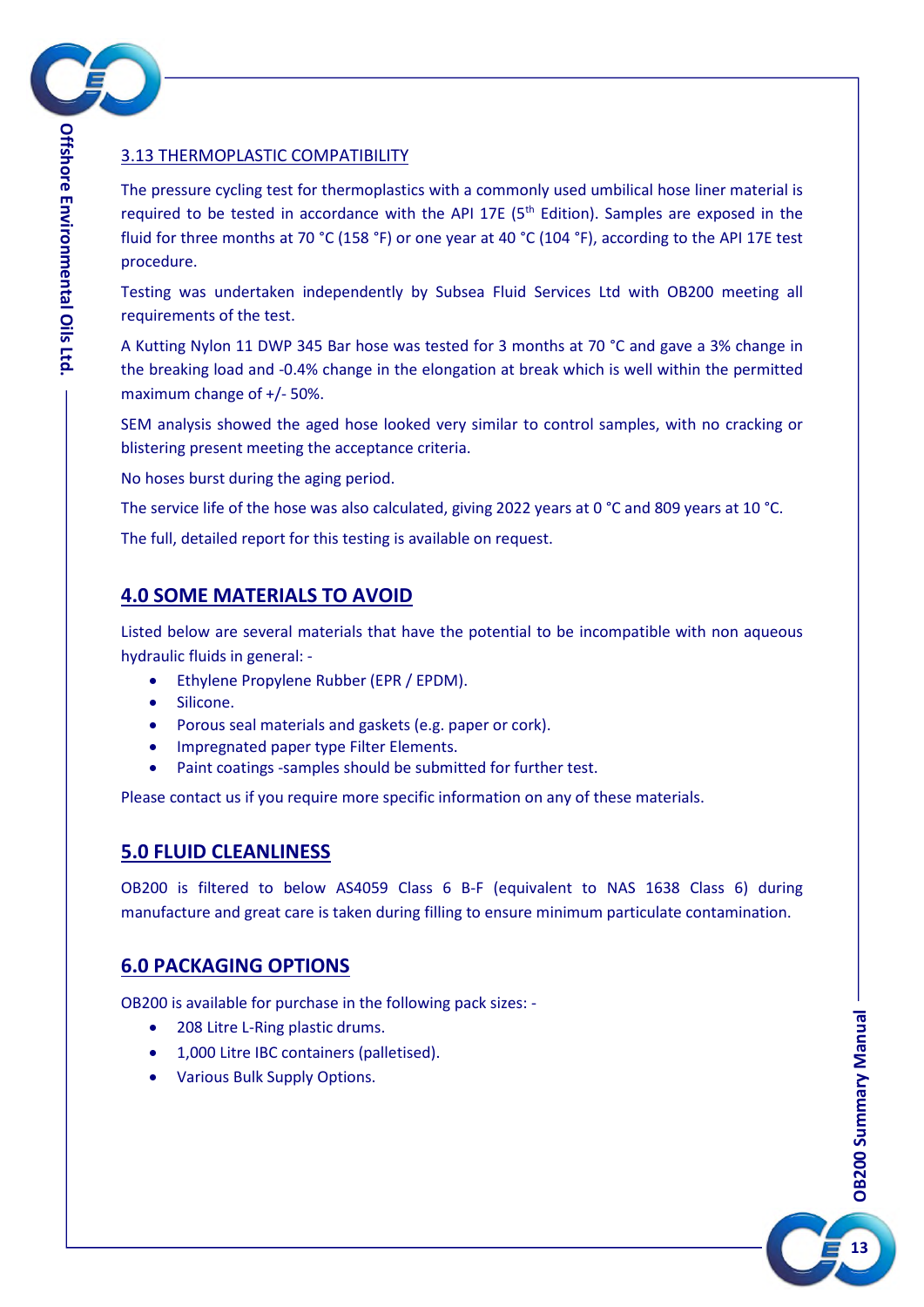### 3.13 THERMOPLASTIC COMPATIBILITY

The pressure cycling test for thermoplastics with a commonly used umbilical hose liner material is required to be tested in accordance with the API 17E (5th Edition). Samples are exposed in the fluid for three months at 70 °C (158 °F) or one year at 40 °C (104 °F), according to the API 17E test procedure.

Testing was undertaken independently by Subsea Fluid Services Ltd with OB200 meeting all requirements of the test.

A Kutting Nylon 11 DWP 345 Bar hose was tested for 3 months at 70 °C and gave a 3% change in the breaking load and -0.4% change in the elongation at break which is well within the permitted maximum change of +/- 50%.

SEM analysis showed the aged hose looked very similar to control samples, with no cracking or blistering present meeting the acceptance criteria.

No hoses burst during the aging period.

The service life of the hose was also calculated, giving 2022 years at 0 °C and 809 years at 10 °C.

The full, detailed report for this testing is available on request.

## 4.0 SOME MATERIALS TO AVOID

Listed below are several materials that have the potential to be incompatible with non aqueous hydraulic fluids in general: -

- Ethylene Propylene Rubber (EPR / EPDM).
- Silicone.
- Porous seal materials and gaskets (e.g. paper or cork).
- Impregnated paper type Filter Elements.
- Paint coatings -samples should be submitted for further test.

Please contact us if you require more specific information on any of these materials.

## 5.0 FLUID CLEANLINESS

OB200 is filtered to below AS4059 Class 6 B-F (equivalent to NAS 1638 Class 6) during manufacture and great care is taken during filling to ensure minimum particulate contamination.

## 6.0 PACKAGING OPTIONS

OB200 is available for purchase in the following pack sizes: -

- 208 Litre L-Ring plastic drums.
- 1,000 Litre IBC containers (palletised).
- Various Bulk Supply Options.